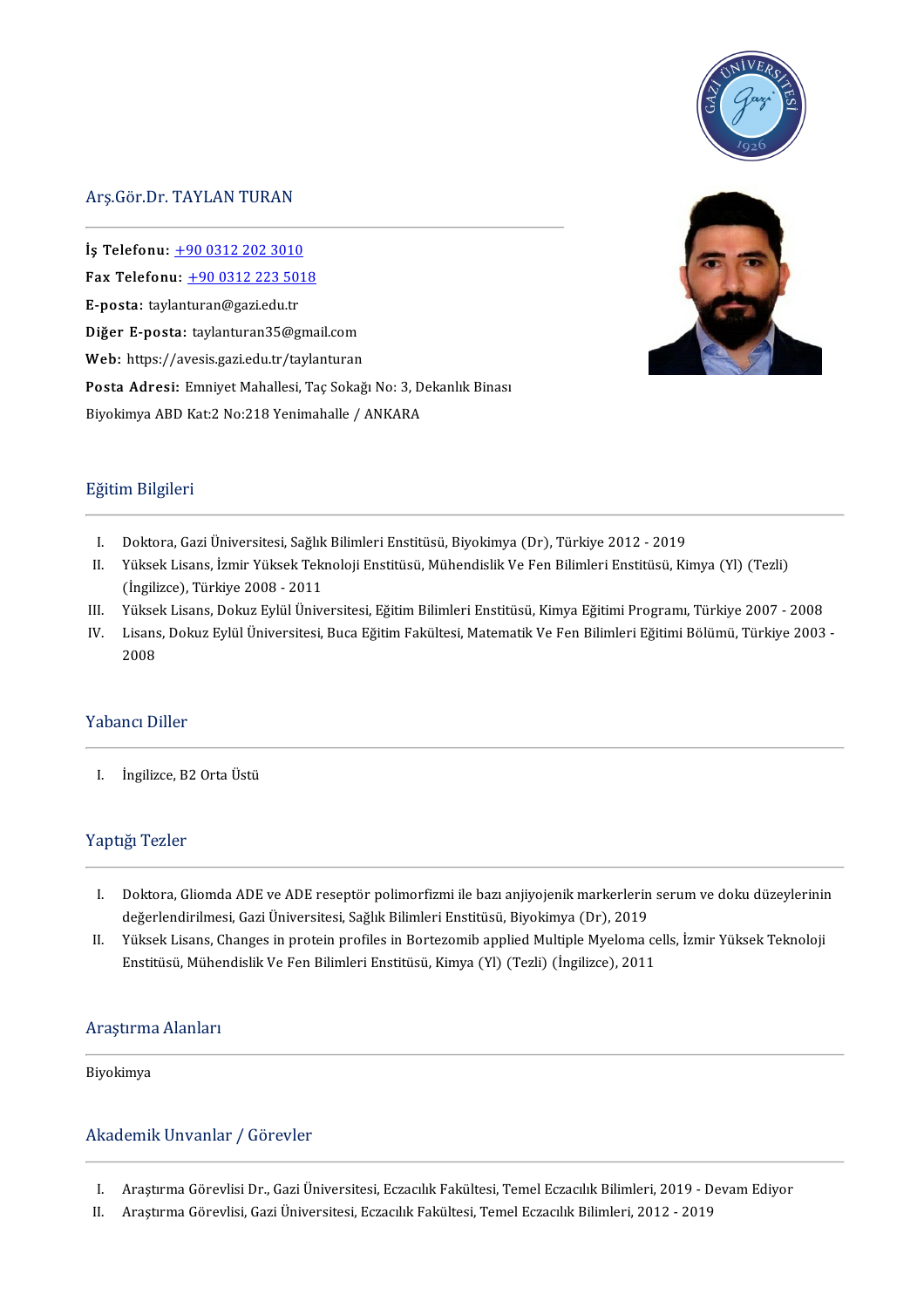# Arş.Gör.Dr. TAYLAN TURAN

**İş Telefonu:** +90 0312 202 3010
**Fax Telefonu:** +90 0312 223 5018
**E-posta:** taylanturan@gazi.edu.tr
**Diğer E-posta:** taylanturan35@gmail.com
**Web:** https://avesis.gazi.edu.tr/taylanturan
**Posta Adresi:** Emniyet Mahallesi, Taç Sokağı No: 3, Dekanlık Binası Biyokimya ABD Kat:2 No:218 Yenimahalle / ANKARA

## Eğitim Bilgileri

I. Doktora, Gazi Üniversitesi, Sağlık Bilimleri Enstitüsü, Biyokimya (Dr), Türkiye 2012 - 2019
II. Yüksek Lisans, İzmir Yüksek Teknoloji Enstitüsü, Mühendislik Ve Fen Bilimleri Enstitüsü, Kimya (Yl) (Tezli) (İngilizce), Türkiye 2008 - 2011
III. Yüksek Lisans, Dokuz Eylül Üniversitesi, Eğitim Bilimleri Enstitüsü, Kimya Eğitimi Programı, Türkiye 2007 - 2008
IV. Lisans, Dokuz Eylül Üniversitesi, Buca Eğitim Fakültesi, Matematik Ve Fen Bilimleri Eğitimi Bölümü, Türkiye 2003 - 2008

## Yabancı Diller

I. İngilizce, B2 Orta Üstü

## Yaptığı Tezler

I. Doktora, Gliomda ADE ve ADE reseptör polimorfizmi ile bazı anjiyojenik markerlerin serum ve doku düzeylerinin değerlendirilmesi, Gazi Üniversitesi, Sağlık Bilimleri Enstitüsü, Biyokimya (Dr), 2019
II. Yüksek Lisans, Changes in protein profiles in Bortezomib applied Multiple Myeloma cells, İzmir Yüksek Teknoloji Enstitüsü, Mühendislik Ve Fen Bilimleri Enstitüsü, Kimya (Yl) (Tezli) (İngilizce), 2011

## Araştırma Alanları

Biyokimya

## Akademik Unvanlar / Görevler

I. Araştırma Görevlisi Dr., Gazi Üniversitesi, Eczacılık Fakültesi, Temel Eczacılık Bilimleri, 2019 - Devam Ediyor
II. Araştırma Görevlisi, Gazi Üniversitesi, Eczacılık Fakültesi, Temel Eczacılık Bilimleri, 2012 - 2019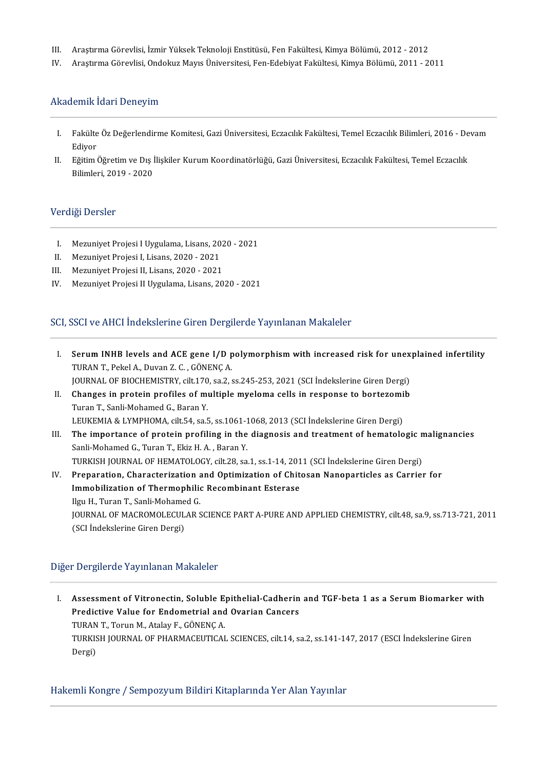III. Araştırma Görevlisi, İzmir Yüksek Teknoloji Enstitüsü, Fen Fakültesi, Kimya Bölümü, 2012 - 2012
IV. Araştırma Görevlisi, Ondokuz Mayıs Üniversitesi, Fen-Edebiyat Fakültesi, Kimya Bölümü, 2011 - 2011

## Akademik İdari Deneyim

I. Fakülte Öz Değerlendirme Komitesi, Gazi Üniversitesi, Eczacılık Fakültesi, Temel Eczacılık Bilimleri, 2016 - Devam Ediyor
II. Eğitim Öğretim ve Dış İlişkiler Kurum Koordinatörlüğü, Gazi Üniversitesi, Eczacılık Fakültesi, Temel Eczacılık Bilimleri, 2019 - 2020

## Verdiği Dersler

I. Mezuniyet Projesi I Uygulama, Lisans, 2020 - 2021
II. Mezuniyet Projesi I, Lisans, 2020 - 2021
III. Mezuniyet Projesi II, Lisans, 2020 - 2021
IV. Mezuniyet Projesi II Uygulama, Lisans, 2020 - 2021

## SCI, SSCI ve AHCI İndekslerine Giren Dergilerde Yayınlanan Makaleler

I. **Serum INHB levels and ACE gene I/D polymorphism with increased risk for unexplained infertility**
TURAN T., Pekel A., Duvan Z. C. , GÖNENÇ A.
JOURNAL OF BIOCHEMISTRY, cilt.170, sa.2, ss.245-253, 2021 (SCI İndekslerine Giren Dergi)
II. **Changes in protein profiles of multiple myeloma cells in response to bortezomib**
Turan T., Sanli-Mohamed G., Baran Y.
LEUKEMIA & LYMPHOMA, cilt.54, sa.5, ss.1061-1068, 2013 (SCI İndekslerine Giren Dergi)
III. **The importance of protein profiling in the diagnosis and treatment of hematologic malignancies**
Sanli-Mohamed G., Turan T., Ekiz H. A. , Baran Y.
TURKISH JOURNAL OF HEMATOLOGY, cilt.28, sa.1, ss.1-14, 2011 (SCI İndekslerine Giren Dergi)
IV. **Preparation, Characterization and Optimization of Chitosan Nanoparticles as Carrier for Immobilization of Thermophilic Recombinant Esterase**
Ilgu H., Turan T., Sanli-Mohamed G.
JOURNAL OF MACROMOLECULAR SCIENCE PART A-PURE AND APPLIED CHEMISTRY, cilt.48, sa.9, ss.713-721, 2011 (SCI İndekslerine Giren Dergi)

## Diğer Dergilerde Yayınlanan Makaleler

I. **Assessment of Vitronectin, Soluble Epithelial-Cadherin and TGF-beta 1 as a Serum Biomarker with Predictive Value for Endometrial and Ovarian Cancers**
TURAN T., Torun M., Atalay F., GÖNENÇ A.
TURKISH JOURNAL OF PHARMACEUTICAL SCIENCES, cilt.14, sa.2, ss.141-147, 2017 (ESCI İndekslerine Giren Dergi)

## Hakemli Kongre / Sempozyum Bildiri Kitaplarında Yer Alan Yayınlar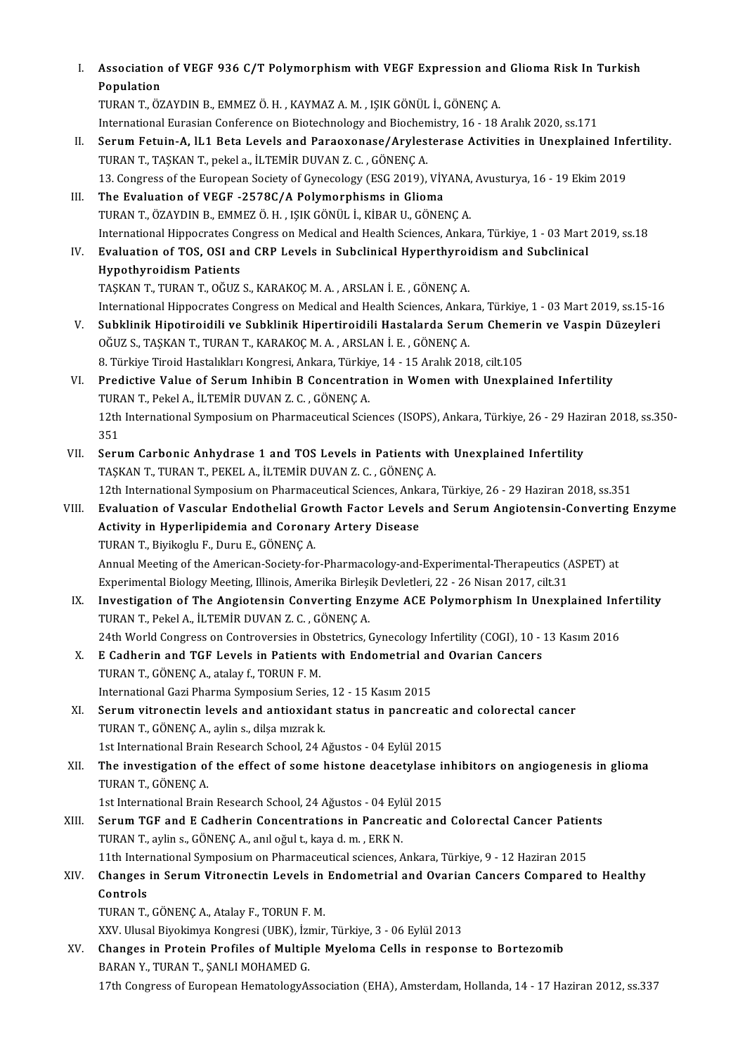I. **Association of VEGF 936 C/T Polymorphism with VEGF Expression and Glioma Risk In Turkish Population**
TURAN T., ÖZAYDIN B., EMMEZ Ö. H. , KAYMAZ A. M. , IŞIK GÖNÜL İ., GÖNENÇ A.
International Eurasian Conference on Biotechnology and Biochemistry, 16 - 18 Aralık 2020, ss.171

II. **Serum Fetuin-A, IL1 Beta Levels and Paraoxonase/Arylesterase Activities in Unexplained Infertility.**
TURAN T., TAŞKAN T., pekel a., İLTEMİR DUVAN Z. C. , GÖNENÇ A.
13. Congress of the European Society of Gynecology (ESG 2019), VİYANA, Avusturya, 16 - 19 Ekim 2019

III. **The Evaluation of VEGF -2578C/A Polymorphisms in Glioma**
TURAN T., ÖZAYDIN B., EMMEZ Ö. H. , IŞIK GÖNÜL İ., KİBAR U., GÖNENÇ A.
International Hippocrates Congress on Medical and Health Sciences, Ankara, Türkiye, 1 - 03 Mart 2019, ss.18

IV. **Evaluation of TOS, OSI and CRP Levels in Subclinical Hyperthyroidism and Subclinical Hypothyroidism Patients**
TAŞKAN T., TURAN T., OĞUZ S., KARAKOÇ M. A. , ARSLAN İ. E. , GÖNENÇ A.
International Hippocrates Congress on Medical and Health Sciences, Ankara, Türkiye, 1 - 03 Mart 2019, ss.15-16

V. **Subklinik Hipotiroidili ve Subklinik Hipertiroidili Hastalarda Serum Chemerin ve Vaspin Düzeyleri**
OĞUZ S., TAŞKAN T., TURAN T., KARAKOÇ M. A. , ARSLAN İ. E. , GÖNENÇ A.
8. Türkiye Tiroid Hastalıkları Kongresi, Ankara, Türkiye, 14 - 15 Aralık 2018, cilt.105

VI. **Predictive Value of Serum Inhibin B Concentration in Women with Unexplained Infertility**
TURAN T., Pekel A., İLTEMİR DUVAN Z. C. , GÖNENÇ A.
12th International Symposium on Pharmaceutical Sciences (ISOPS), Ankara, Türkiye, 26 - 29 Haziran 2018, ss.350-351

VII. **Serum Carbonic Anhydrase 1 and TOS Levels in Patients with Unexplained Infertility**
TAŞKAN T., TURAN T., PEKEL A., İLTEMİR DUVAN Z. C. , GÖNENÇ A.
12th International Symposium on Pharmaceutical Sciences, Ankara, Türkiye, 26 - 29 Haziran 2018, ss.351

VIII. **Evaluation of Vascular Endothelial Growth Factor Levels and Serum Angiotensin-Converting Enzyme Activity in Hyperlipidemia and Coronary Artery Disease**
TURAN T., Biyikoglu F., Duru E., GÖNENÇ A.
Annual Meeting of the American-Society-for-Pharmacology-and-Experimental-Therapeutics (ASPET) at Experimental Biology Meeting, Illinois, Amerika Birleşik Devletleri, 22 - 26 Nisan 2017, cilt.31

IX. **Investigation of The Angiotensin Converting Enzyme ACE Polymorphism In Unexplained Infertility**
TURAN T., Pekel A., İLTEMİR DUVAN Z. C. , GÖNENÇ A.
24th World Congress on Controversies in Obstetrics, Gynecology Infertility (COGI), 10 - 13 Kasım 2016

X. **E Cadherin and TGF Levels in Patients with Endometrial and Ovarian Cancers**
TURAN T., GÖNENÇ A., atalay f., TORUN F. M.
International Gazi Pharma Symposium Series, 12 - 15 Kasım 2015

XI. **Serum vitronectin levels and antioxidant status in pancreatic and colorectal cancer**
TURAN T., GÖNENÇ A., aylin s., dilşa mızrak k.
1st International Brain Research School, 24 Ağustos - 04 Eylül 2015

XII. **The investigation of the effect of some histone deacetylase inhibitors on angiogenesis in glioma**
TURAN T., GÖNENÇ A.
1st International Brain Research School, 24 Ağustos - 04 Eylül 2015

XIII. **Serum TGF and E Cadherin Concentrations in Pancreatic and Colorectal Cancer Patients**
TURAN T., aylin s., GÖNENÇ A., anıl oğul t., kaya d. m. , ERK N.
11th International Symposium on Pharmaceutical sciences, Ankara, Türkiye, 9 - 12 Haziran 2015

XIV. **Changes in Serum Vitronectin Levels in Endometrial and Ovarian Cancers Compared to Healthy Controls**
TURAN T., GÖNENÇ A., Atalay F., TORUN F. M.
XXV. Ulusal Biyokimya Kongresi (UBK), İzmir, Türkiye, 3 - 06 Eylül 2013

XV. **Changes in Protein Profiles of Multiple Myeloma Cells in response to Bortezomib**
BARAN Y., TURAN T., ŞANLI MOHAMED G.
17th Congress of European HematologyAssociation (EHA), Amsterdam, Hollanda, 14 - 17 Haziran 2012, ss.337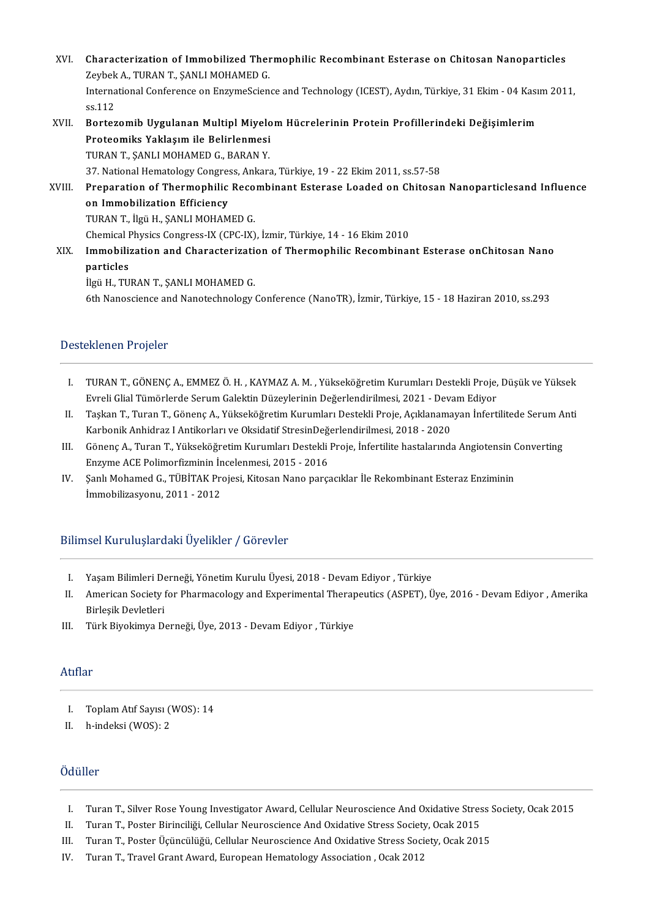XVI. **Characterization of Immobilized Thermophilic Recombinant Esterase on Chitosan Nanoparticles**
Zeybek A., TURAN T., ŞANLI MOHAMED G.
International Conference on EnzymeScience and Technology (ICEST), Aydın, Türkiye, 31 Ekim - 04 Kasım 2011, ss.112

XVII. **Bortezomib Uygulanan Multipl Miyelom Hücrelerinin Protein Profillerindeki Değişimlerim Proteomiks Yaklaşım ile Belirlenmesi**
TURAN T., ŞANLI MOHAMED G., BARAN Y.
37. National Hematology Congress, Ankara, Türkiye, 19 - 22 Ekim 2011, ss.57-58

XVIII. **Preparation of Thermophilic Recombinant Esterase Loaded on Chitosan Nanoparticlesand Influence on Immobilization Efficiency**
TURAN T., İlgü H., ŞANLI MOHAMED G.
Chemical Physics Congress-IX (CPC-IX), İzmir, Türkiye, 14 - 16 Ekim 2010

XIX. **Immobilization and Characterization of Thermophilic Recombinant Esterase onChitosan Nano particles**
İlgü H., TURAN T., ŞANLI MOHAMED G.
6th Nanoscience and Nanotechnology Conference (NanoTR), İzmir, Türkiye, 15 - 18 Haziran 2010, ss.293

## Desteklenen Projeler

I. TURAN T., GÖNENÇ A., EMMEZ Ö. H. , KAYMAZ A. M. , Yükseköğretim Kurumları Destekli Proje, Düşük ve Yüksek Evreli Glial Tümörlerde Serum Galektin Düzeylerinin Değerlendirilmesi, 2021 - Devam Ediyor
II. Taşkan T., Turan T., Gönenç A., Yükseköğretim Kurumları Destekli Proje, Açıklanamayan İnfertilitede Serum Anti Karbonik Anhidraz I Antikorları ve Oksidatif StresinDeğerlendirilmesi, 2018 - 2020
III. Gönenç A., Turan T., Yükseköğretim Kurumları Destekli Proje, İnfertilite hastalarında Angiotensin Converting Enzyme ACE Polimorfizminin İncelenmesi, 2015 - 2016
IV. Şanlı Mohamed G., TÜBİTAK Projesi, Kitosan Nano parçacıklar İle Rekombinant Esteraz Enziminin İmmobilizasyonu, 2011 - 2012

## Bilimsel Kuruluşlardaki Üyelikler / Görevler

I. Yaşam Bilimleri Derneği, Yönetim Kurulu Üyesi, 2018 - Devam Ediyor , Türkiye
II. American Society for Pharmacology and Experimental Therapeutics (ASPET), Üye, 2016 - Devam Ediyor , Amerika Birleşik Devletleri
III. Türk Biyokimya Derneği, Üye, 2013 - Devam Ediyor , Türkiye

## Atıflar

I. Toplam Atıf Sayısı (WOS): 14
II. h-indeksi (WOS): 2

## Ödüller

I. Turan T., Silver Rose Young Investigator Award, Cellular Neuroscience And Oxidative Stress Society, Ocak 2015
II. Turan T., Poster Birinciliği, Cellular Neuroscience And Oxidative Stress Society, Ocak 2015
III. Turan T., Poster Üçüncülüğü, Cellular Neuroscience And Oxidative Stress Society, Ocak 2015
IV. Turan T., Travel Grant Award, European Hematology Association , Ocak 2012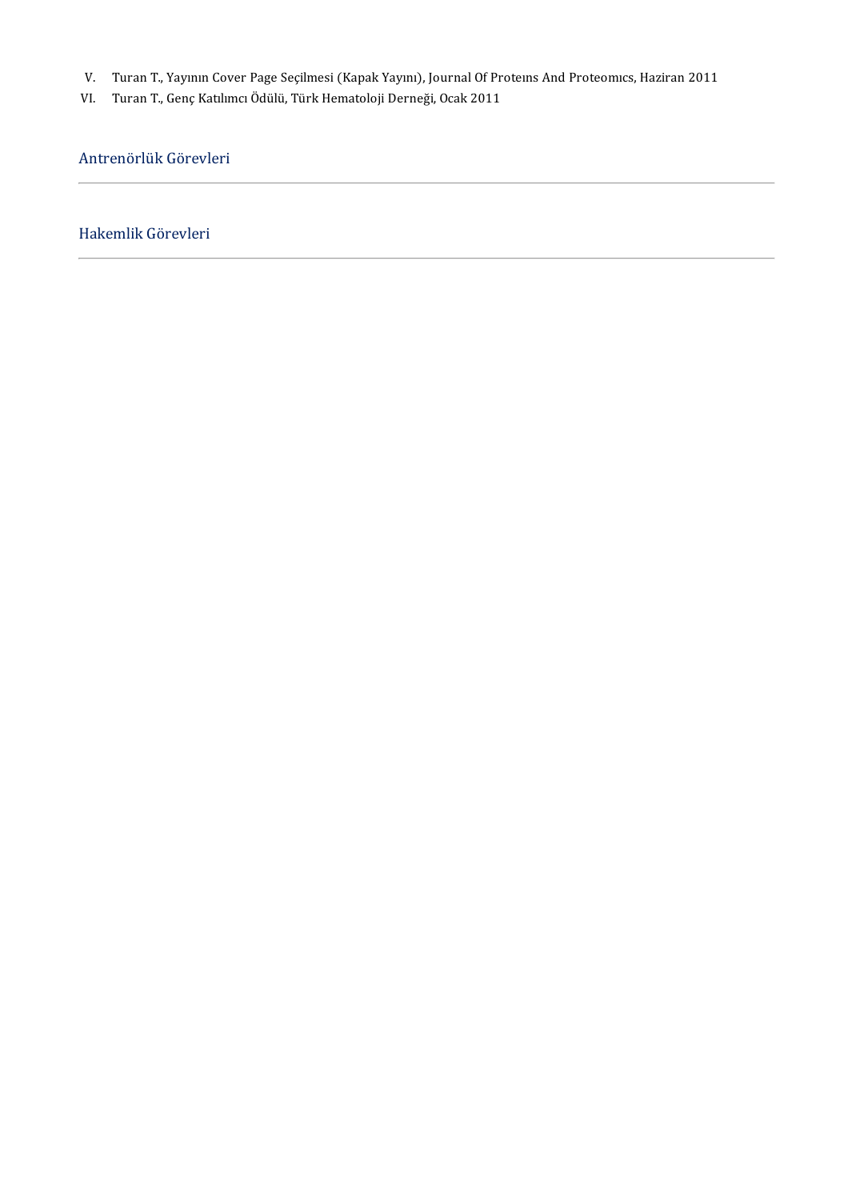V. Turan T., Yayının Cover Page Seçilmesi (Kapak Yayını), Journal Of Proteıns And Proteomıcs, Haziran 2011

VI. Turan T., Genç Katılımcı Ödülü, Türk Hematoloji Derneği, Ocak 2011

## Antrenörlük Görevleri

## Hakemlik Görevleri